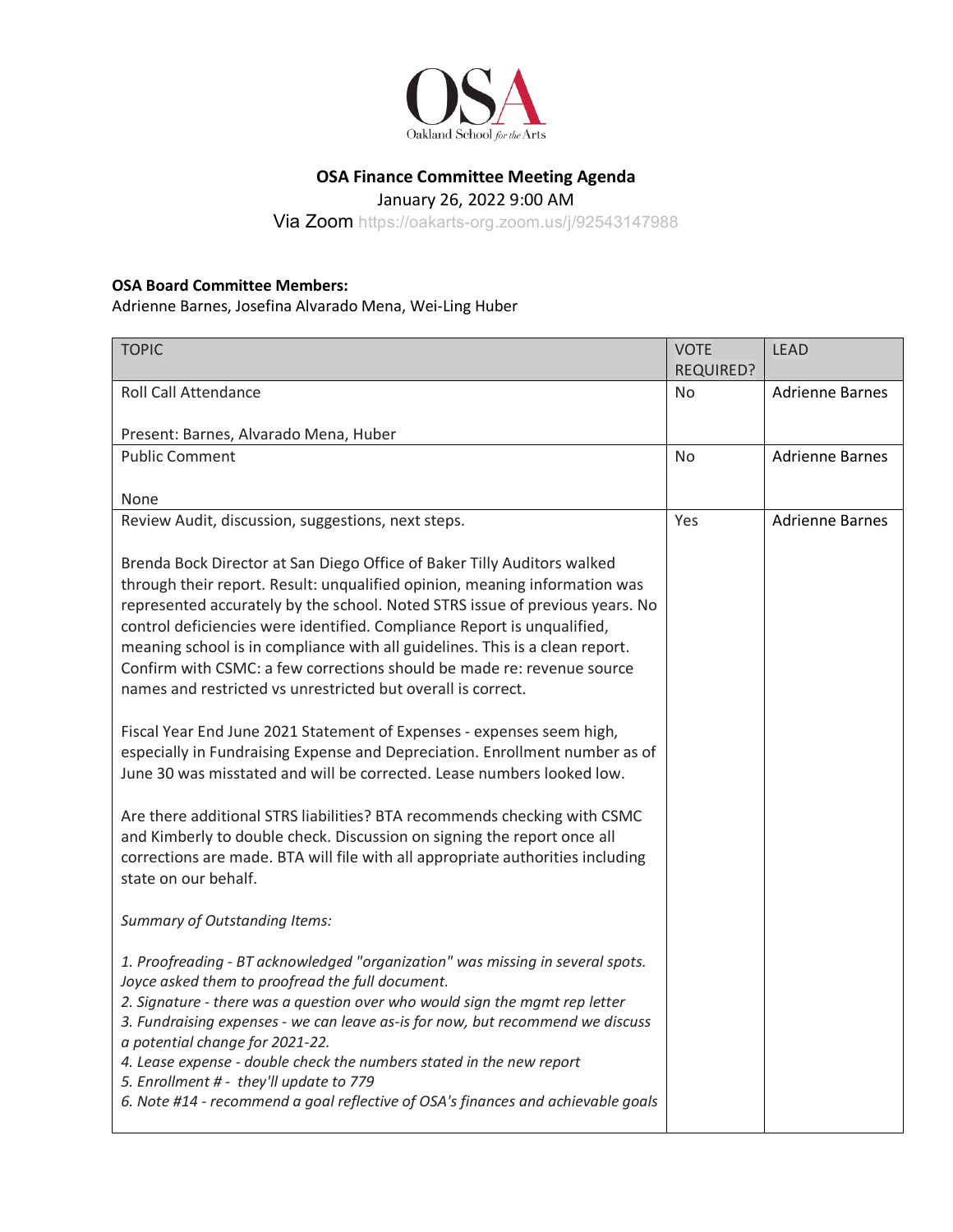# OSA Finance Committee Meeting Agenda

January 26, 2022 9:00 AM

Via Zoom https://oakarts-org.zoom.us/j/92543147988

**OSA Board Committee Members:**
Adrienne Barnes, Josefina Alvarado Mena, Wei-Ling Huber

| TOPIC | VOTE REQUIRED? | LEAD |
|---|---|---|
| Roll Call Attendance<br><br>Present: Barnes, Alvarado Mena, Huber | No | Adrienne Barnes |
| Public Comment<br><br>None | No | Adrienne Barnes |
| Review Audit, discussion, suggestions, next steps.<br><br>Brenda Bock Director at San Diego Office of Baker Tilly Auditors walked through their report. Result: unqualified opinion, meaning information was represented accurately by the school. Noted STRS issue of previous years. No control deficiencies were identified. Compliance Report is unqualified, meaning school is in compliance with all guidelines. This is a clean report. Confirm with CSMC: a few corrections should be made re: revenue source names and restricted vs unrestricted but overall is correct.<br><br>Fiscal Year End June 2021 Statement of Expenses - expenses seem high, especially in Fundraising Expense and Depreciation. Enrollment number as of June 30 was misstated and will be corrected. Lease numbers looked low.<br><br>Are there additional STRS liabilities? BTA recommends checking with CSMC and Kimberly to double check. Discussion on signing the report once all corrections are made. BTA will file with all appropriate authorities including state on our behalf.<br><br>*Summary of Outstanding Items:*<br><br>*1. Proofreading - BT acknowledged "organization" was missing in several spots. Joyce asked them to proofread the full document.*<br>*2. Signature - there was a question over who would sign the mgmt rep letter*<br>*3. Fundraising expenses - we can leave as-is for now, but recommend we discuss a potential change for 2021-22.*<br>*4. Lease expense - double check the numbers stated in the new report*<br>*5. Enrollment # - they'll update to 779*<br>*6. Note #14 - recommend a goal reflective of OSA's finances and achievable goals* | Yes | Adrienne Barnes |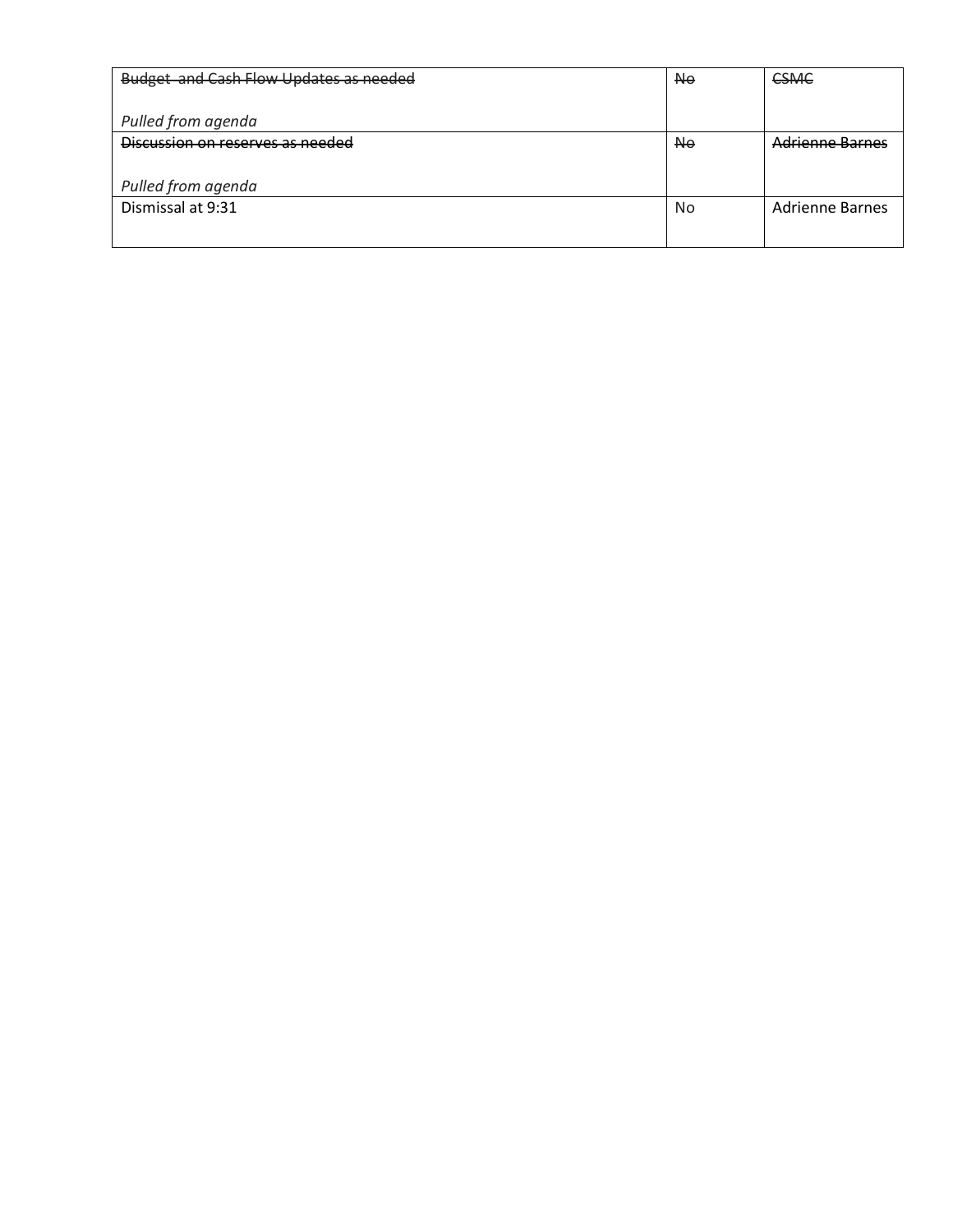| | | |
|---|---|---|
| ~~Budget and Cash Flow Updates as needed~~<br><br>*Pulled from agenda* | ~~No~~ | ~~CSMC~~ |
| ~~Discussion on reserves as needed~~<br><br>*Pulled from agenda* | ~~No~~ | ~~Adrienne Barnes~~ |
| Dismissal at 9:31 | No | Adrienne Barnes |